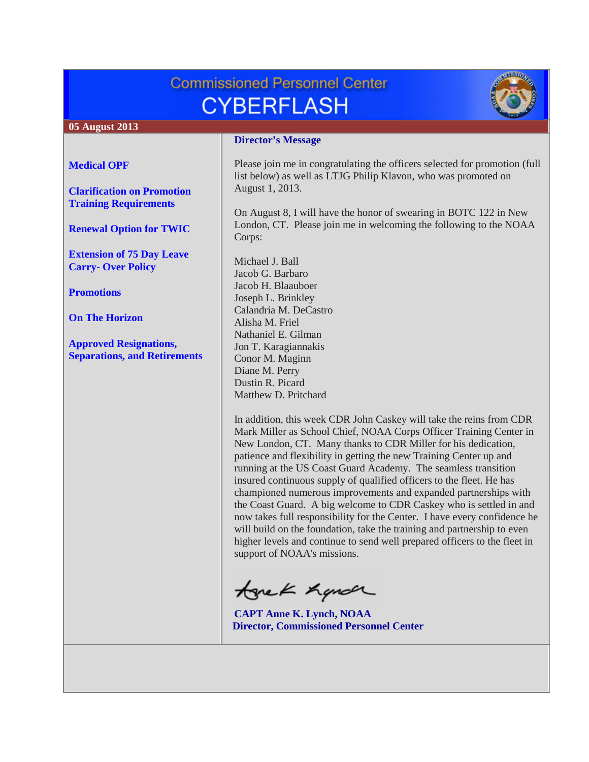# Commissioned Personnel Center CYBERFLASH

**05 August 2013**

**Medical OPF**

**Clarification on Promotion Training Requirements**

**Renewal Option for TWIC**

**Extension of 75 Day Leave Carry- Over Policy**

**Promotions**

**On The Horizon**

**Approved Resignations, Separations, and Retirements**

## Director's Message

Please join me in congratulating the officers selected for promotion (full list below) as well as LTJG Philip Klavon, who was promoted on August 1, 2013.

On August 8, I will have the honor of swearing in BOTC 122 in New London, CT. Please join me in welcoming the following to the NOAA Corps:

Michael J. Ball
Jacob G. Barbaro
Jacob H. Blaauboer
Joseph L. Brinkley
Calandria M. DeCastro
Alisha M. Friel
Nathaniel E. Gilman
Jon T. Karagiannakis
Conor M. Maginn
Diane M. Perry
Dustin R. Picard
Matthew D. Pritchard

In addition, this week CDR John Caskey will take the reins from CDR Mark Miller as School Chief, NOAA Corps Officer Training Center in New London, CT. Many thanks to CDR Miller for his dedication, patience and flexibility in getting the new Training Center up and running at the US Coast Guard Academy. The seamless transition insured continuous supply of qualified officers to the fleet. He has championed numerous improvements and expanded partnerships with the Coast Guard. A big welcome to CDR Caskey who is settled in and now takes full responsibility for the Center. I have every confidence he will build on the foundation, take the training and partnership to even higher levels and continue to send well prepared officers to the fleet in support of NOAA's missions.

**CAPT Anne K. Lynch, NOAA**
**Director, Commissioned Personnel Center**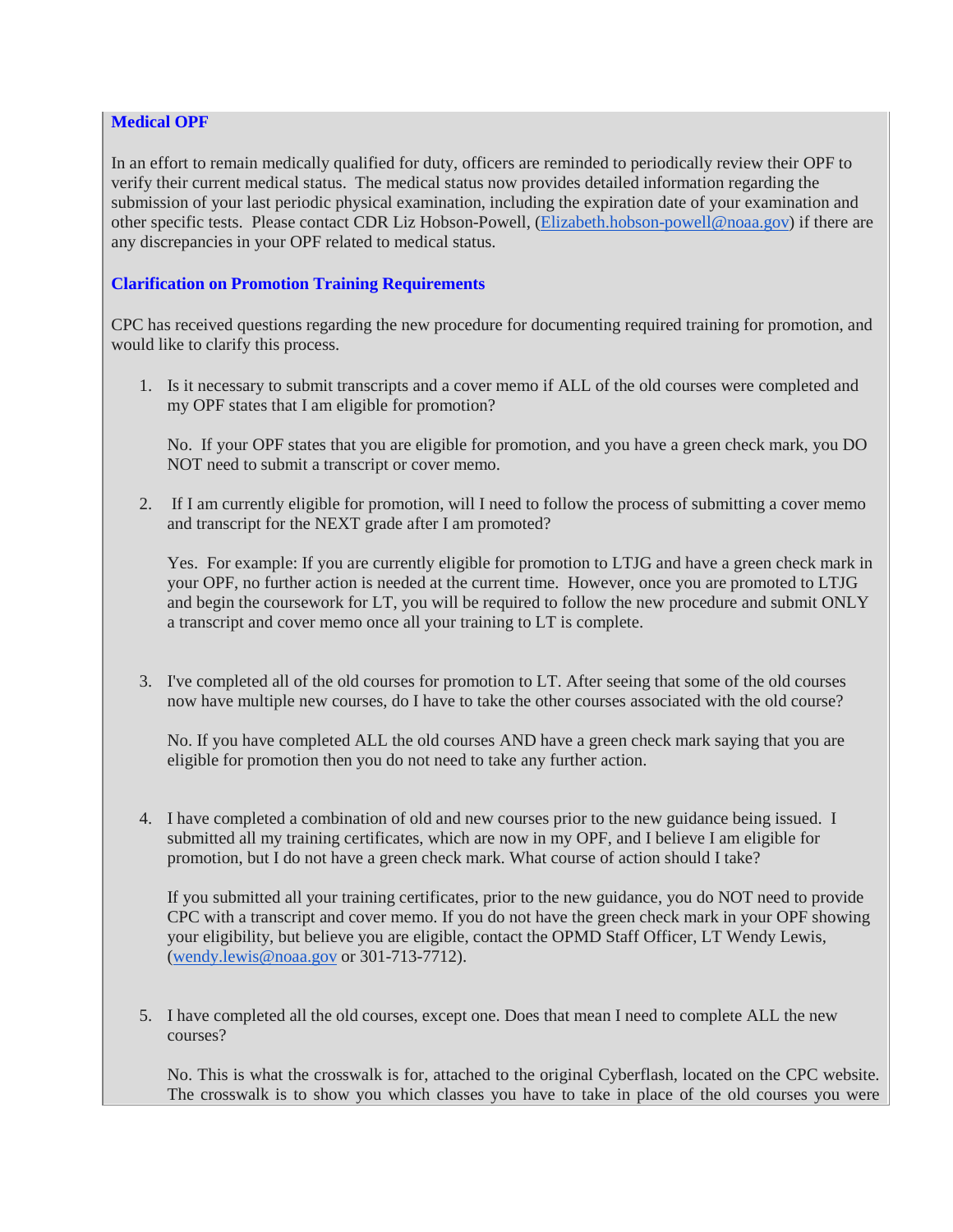### Medical OPF

In an effort to remain medically qualified for duty, officers are reminded to periodically review their OPF to verify their current medical status. The medical status now provides detailed information regarding the submission of your last periodic physical examination, including the expiration date of your examination and other specific tests. Please contact CDR Liz Hobson-Powell, (Elizabeth.hobson-powell@noaa.gov) if there are any discrepancies in your OPF related to medical status.

### Clarification on Promotion Training Requirements

CPC has received questions regarding the new procedure for documenting required training for promotion, and would like to clarify this process.

1. Is it necessary to submit transcripts and a cover memo if ALL of the old courses were completed and my OPF states that I am eligible for promotion?

   No. If your OPF states that you are eligible for promotion, and you have a green check mark, you DO NOT need to submit a transcript or cover memo.

2. If I am currently eligible for promotion, will I need to follow the process of submitting a cover memo and transcript for the NEXT grade after I am promoted?

   Yes. For example: If you are currently eligible for promotion to LTJG and have a green check mark in your OPF, no further action is needed at the current time. However, once you are promoted to LTJG and begin the coursework for LT, you will be required to follow the new procedure and submit ONLY a transcript and cover memo once all your training to LT is complete.

3. I've completed all of the old courses for promotion to LT. After seeing that some of the old courses now have multiple new courses, do I have to take the other courses associated with the old course?

   No. If you have completed ALL the old courses AND have a green check mark saying that you are eligible for promotion then you do not need to take any further action.

4. I have completed a combination of old and new courses prior to the new guidance being issued. I submitted all my training certificates, which are now in my OPF, and I believe I am eligible for promotion, but I do not have a green check mark. What course of action should I take?

   If you submitted all your training certificates, prior to the new guidance, you do NOT need to provide CPC with a transcript and cover memo. If you do not have the green check mark in your OPF showing your eligibility, but believe you are eligible, contact the OPMD Staff Officer, LT Wendy Lewis, (wendy.lewis@noaa.gov or 301-713-7712).

5. I have completed all the old courses, except one. Does that mean I need to complete ALL the new courses?

   No. This is what the crosswalk is for, attached to the original Cyberflash, located on the CPC website. The crosswalk is to show you which classes you have to take in place of the old courses you were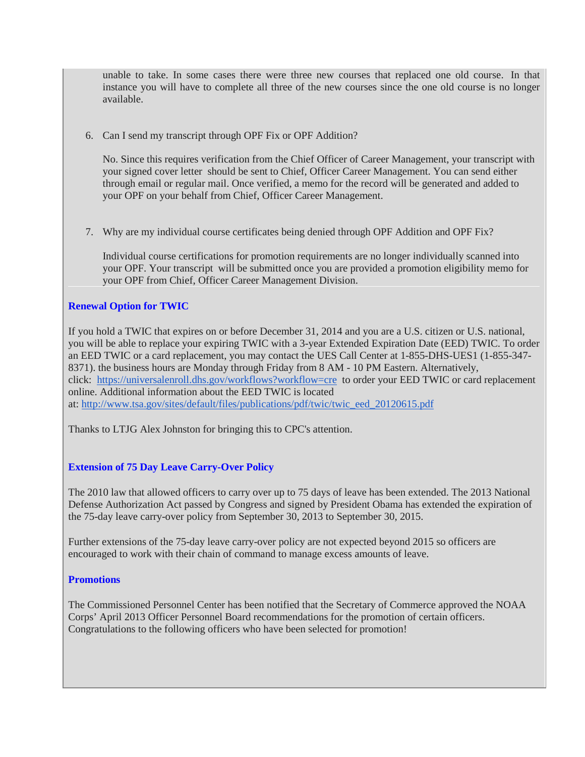unable to take. In some cases there were three new courses that replaced one old course. In that instance you will have to complete all three of the new courses since the one old course is no longer available.

6. Can I send my transcript through OPF Fix or OPF Addition?

   No. Since this requires verification from the Chief Officer of Career Management, your transcript with your signed cover letter should be sent to Chief, Officer Career Management. You can send either through email or regular mail. Once verified, a memo for the record will be generated and added to your OPF on your behalf from Chief, Officer Career Management.

7. Why are my individual course certificates being denied through OPF Addition and OPF Fix?

   Individual course certifications for promotion requirements are no longer individually scanned into your OPF. Your transcript will be submitted once you are provided a promotion eligibility memo for your OPF from Chief, Officer Career Management Division.

### Renewal Option for TWIC

If you hold a TWIC that expires on or before December 31, 2014 and you are a U.S. citizen or U.S. national, you will be able to replace your expiring TWIC with a 3-year Extended Expiration Date (EED) TWIC. To order an EED TWIC or a card replacement, you may contact the UES Call Center at 1-855-DHS-UES1 (1-855-347-8371). the business hours are Monday through Friday from 8 AM - 10 PM Eastern. Alternatively, click: https://universalenroll.dhs.gov/workflows?workflow=cre to order your EED TWIC or card replacement online. Additional information about the EED TWIC is located at: http://www.tsa.gov/sites/default/files/publications/pdf/twic/twic_eed_20120615.pdf

Thanks to LTJG Alex Johnston for bringing this to CPC's attention.

### Extension of 75 Day Leave Carry-Over Policy

The 2010 law that allowed officers to carry over up to 75 days of leave has been extended. The 2013 National Defense Authorization Act passed by Congress and signed by President Obama has extended the expiration of the 75-day leave carry-over policy from September 30, 2013 to September 30, 2015.

Further extensions of the 75-day leave carry-over policy are not expected beyond 2015 so officers are encouraged to work with their chain of command to manage excess amounts of leave.

### Promotions

The Commissioned Personnel Center has been notified that the Secretary of Commerce approved the NOAA Corps' April 2013 Officer Personnel Board recommendations for the promotion of certain officers. Congratulations to the following officers who have been selected for promotion!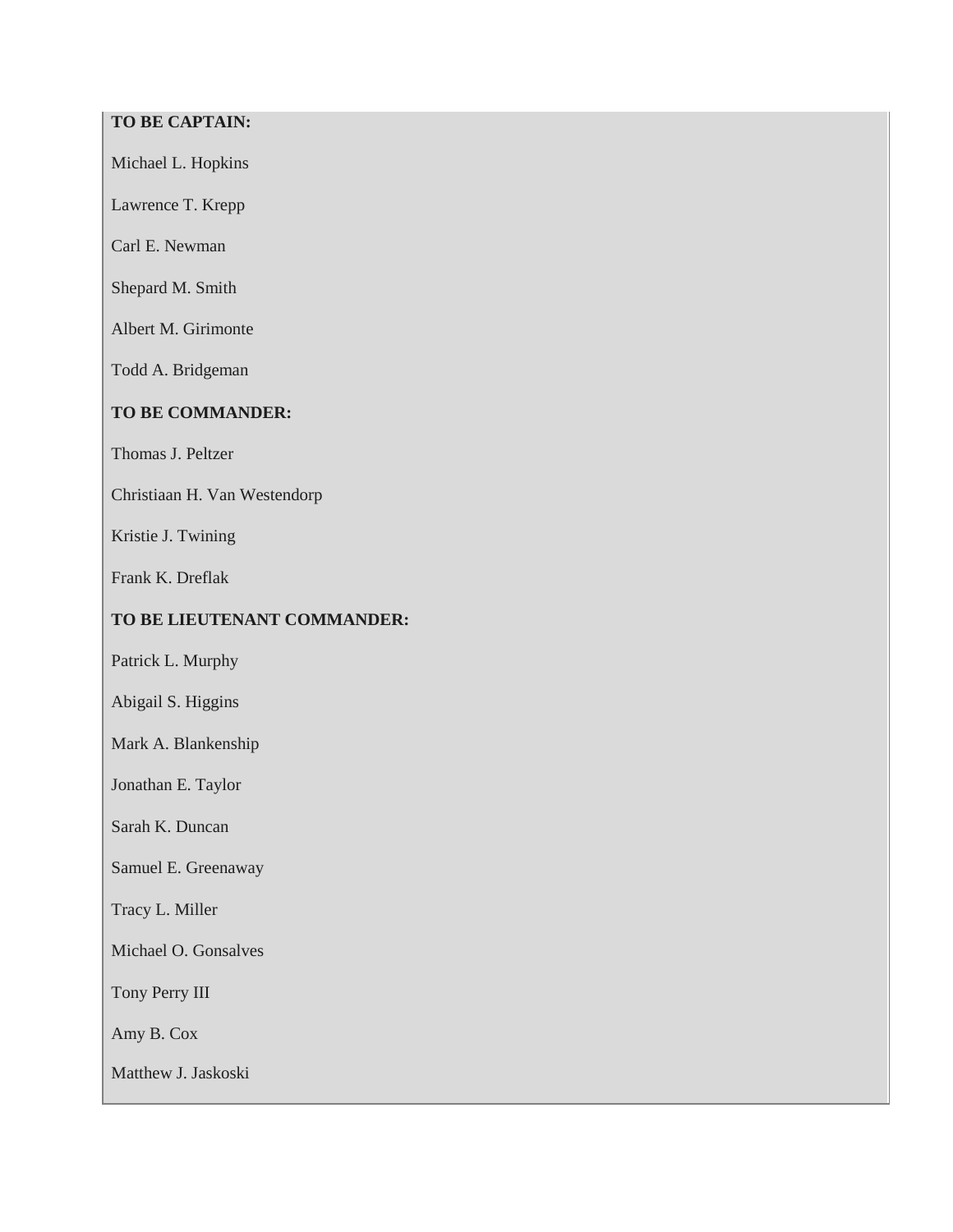**TO BE CAPTAIN:**

Michael L. Hopkins

Lawrence T. Krepp

Carl E. Newman

Shepard M. Smith

Albert M. Girimonte

Todd A. Bridgeman

**TO BE COMMANDER:**

Thomas J. Peltzer

Christiaan H. Van Westendorp

Kristie J. Twining

Frank K. Dreflak

**TO BE LIEUTENANT COMMANDER:**

Patrick L. Murphy

Abigail S. Higgins

Mark A. Blankenship

Jonathan E. Taylor

Sarah K. Duncan

Samuel E. Greenaway

Tracy L. Miller

Michael O. Gonsalves

Tony Perry III

Amy B. Cox

Matthew J. Jaskoski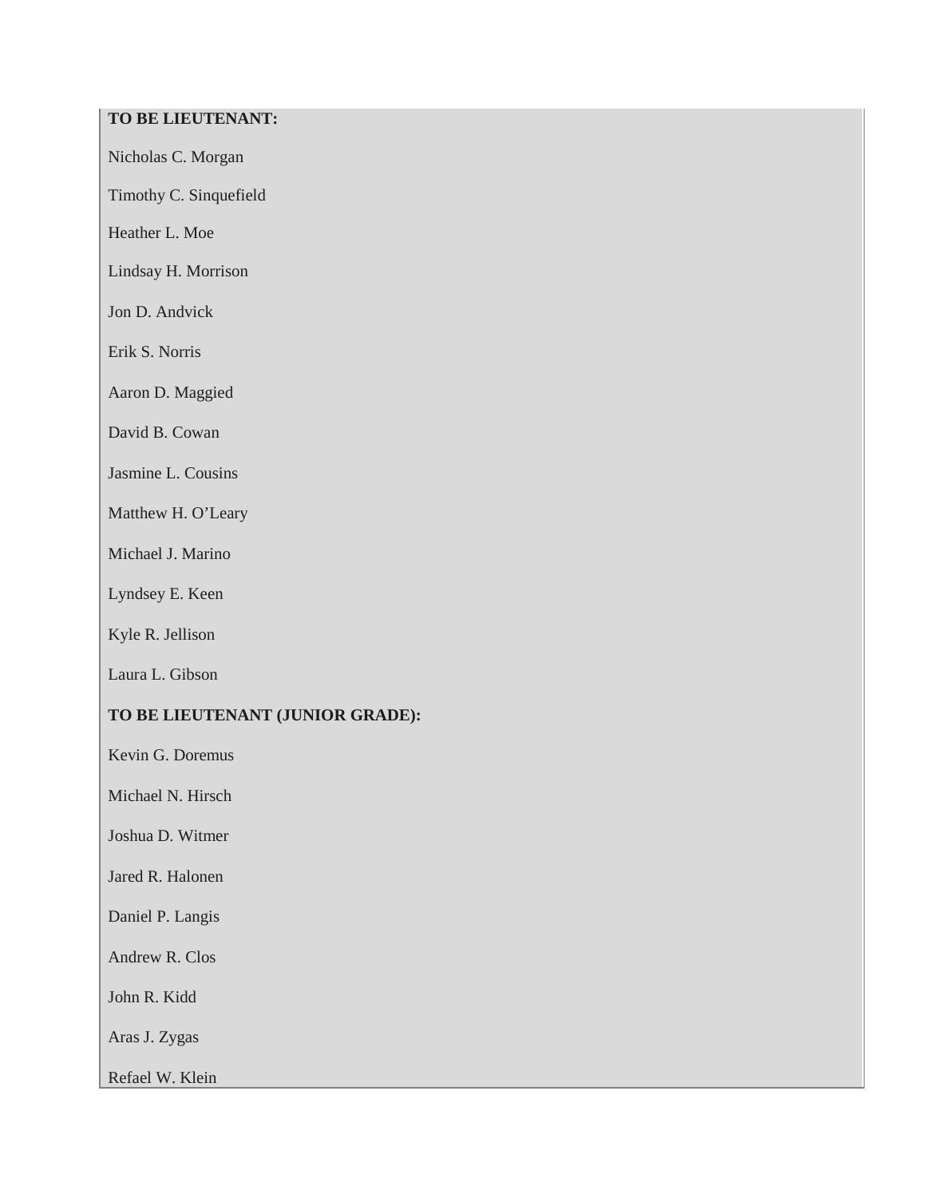**TO BE LIEUTENANT:**

Nicholas C. Morgan

Timothy C. Sinquefield

Heather L. Moe

Lindsay H. Morrison

Jon D. Andvick

Erik S. Norris

Aaron D. Maggied

David B. Cowan

Jasmine L. Cousins

Matthew H. O’Leary

Michael J. Marino

Lyndsey E. Keen

Kyle R. Jellison

Laura L. Gibson

**TO BE LIEUTENANT (JUNIOR GRADE):**

Kevin G. Doremus

Michael N. Hirsch

Joshua D. Witmer

Jared R. Halonen

Daniel P. Langis

Andrew R. Clos

John R. Kidd

Aras J. Zygas

Refael W. Klein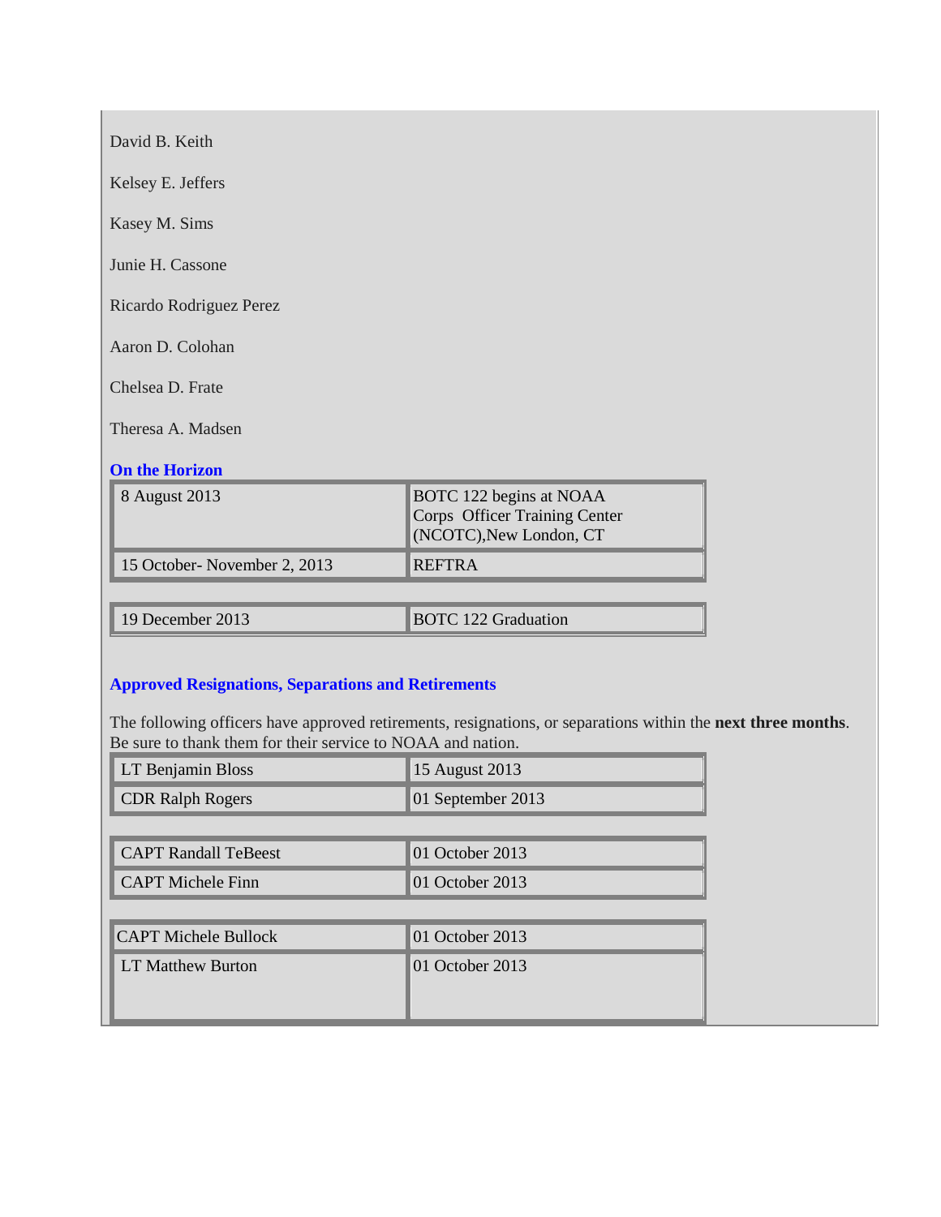David B. Keith

Kelsey E. Jeffers

Kasey M. Sims

Junie H. Cassone

Ricardo Rodriguez Perez

Aaron D. Colohan

Chelsea D. Frate

Theresa A. Madsen

### On the Horizon

| | |
|---|---|
| 8 August 2013 | BOTC 122 begins at NOAA Corps Officer Training Center (NCOTC),New London, CT |
| 15 October- November 2, 2013 | REFTRA |
| 19 December 2013 | BOTC 122 Graduation |

### Approved Resignations, Separations and Retirements

The following officers have approved retirements, resignations, or separations within the **next three months**. Be sure to thank them for their service to NOAA and nation.

| | |
|---|---|
| LT Benjamin Bloss | 15 August 2013 |
| CDR Ralph Rogers | 01 September 2013 |
| CAPT Randall TeBeest | 01 October 2013 |
| CAPT Michele Finn | 01 October 2013 |
| CAPT Michele Bullock | 01 October 2013 |
| LT Matthew Burton | 01 October 2013 |